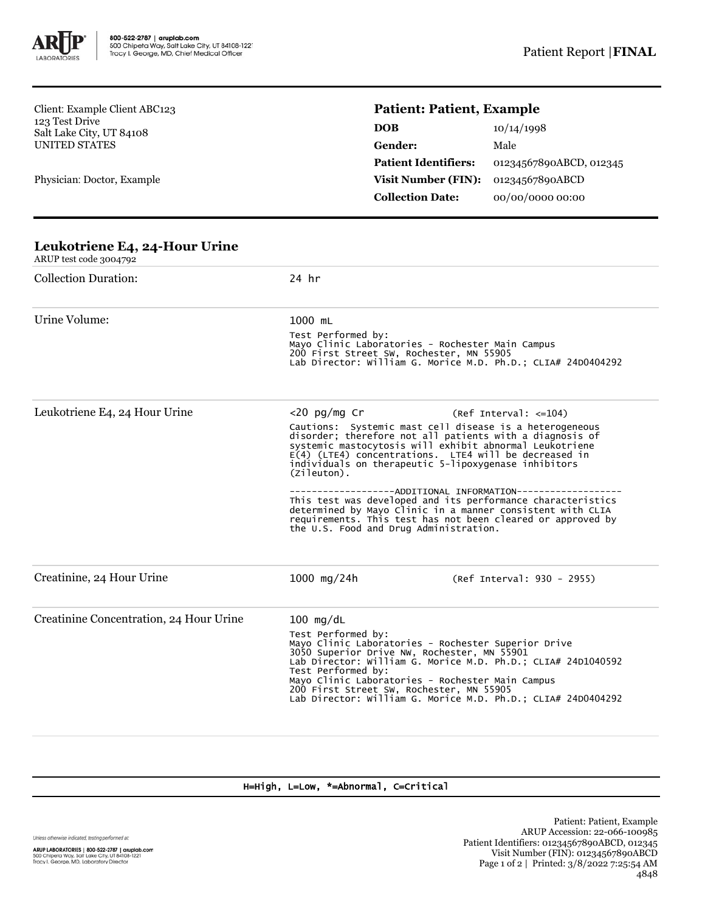Client: Example Client ABC123
123 Test Drive
Salt Lake City, UT 84108
UNITED STATES

Physician: Doctor, Example

## Patient: Patient, Example

| | |
|---|---|
| **DOB** | 10/14/1998 |
| **Gender:** | Male |
| **Patient Identifiers:** | 01234567890ABCD, 012345 |
| **Visit Number (FIN):** | 01234567890ABCD |
| **Collection Date:** | 00/00/0000 00:00 |

## Leukotriene E4, 24-Hour Urine

ARUP test code 3004792

| | | |
|---|---|---|
| Collection Duration: | 24 hr | |
| Urine Volume: | 1000 mL<br>Test Performed by:<br>Mayo Clinic Laboratories - Rochester Main Campus<br>200 First Street SW, Rochester, MN 55905<br>Lab Director: William G. Morice M.D. Ph.D.; CLIA# 24D0404292 | |
| Leukotriene E4, 24 Hour Urine | <20 pg/mg Cr<br>Cautions: Systemic mast cell disease is a heterogeneous disorder; therefore not all patients with a diagnosis of systemic mastocytosis will exhibit abnormal Leukotriene E(4) (LTE4) concentrations. LTE4 will be decreased in individuals on therapeutic 5-lipoxygenase inhibitors (Zileuton).<br>-------------------ADDITIONAL INFORMATION-------------------<br>This test was developed and its performance characteristics determined by Mayo Clinic in a manner consistent with CLIA requirements. This test has not been cleared or approved by the U.S. Food and Drug Administration. | (Ref Interval: <=104) |
| Creatinine, 24 Hour Urine | 1000 mg/24h | (Ref Interval: 930 - 2955) |
| Creatinine Concentration, 24 Hour Urine | 100 mg/dL<br>Test Performed by:<br>Mayo Clinic Laboratories - Rochester Superior Drive<br>3050 Superior Drive NW, Rochester, MN 55901<br>Lab Director: William G. Morice M.D. Ph.D.; CLIA# 24D1040592<br>Test Performed by:<br>Mayo Clinic Laboratories - Rochester Main Campus<br>200 First Street SW, Rochester, MN 55905<br>Lab Director: William G. Morice M.D. Ph.D.; CLIA# 24D0404292 | |

H=High, L=Low, *=Abnormal, C=Critical

Unless otherwise indicated, testing performed at:

ARUP LABORATORIES | 800-522-2787 | aruplab.com
500 Chipeta Way, Salt Lake City, UT 84108-1221
Tracy I. George, MD, Laboratory Director

Patient: Patient, Example
ARUP Accession: 22-066-100985
Patient Identifiers: 01234567890ABCD, 012345
Visit Number (FIN): 01234567890ABCD
Printed: 3/8/2022 7:25:54 AM
4848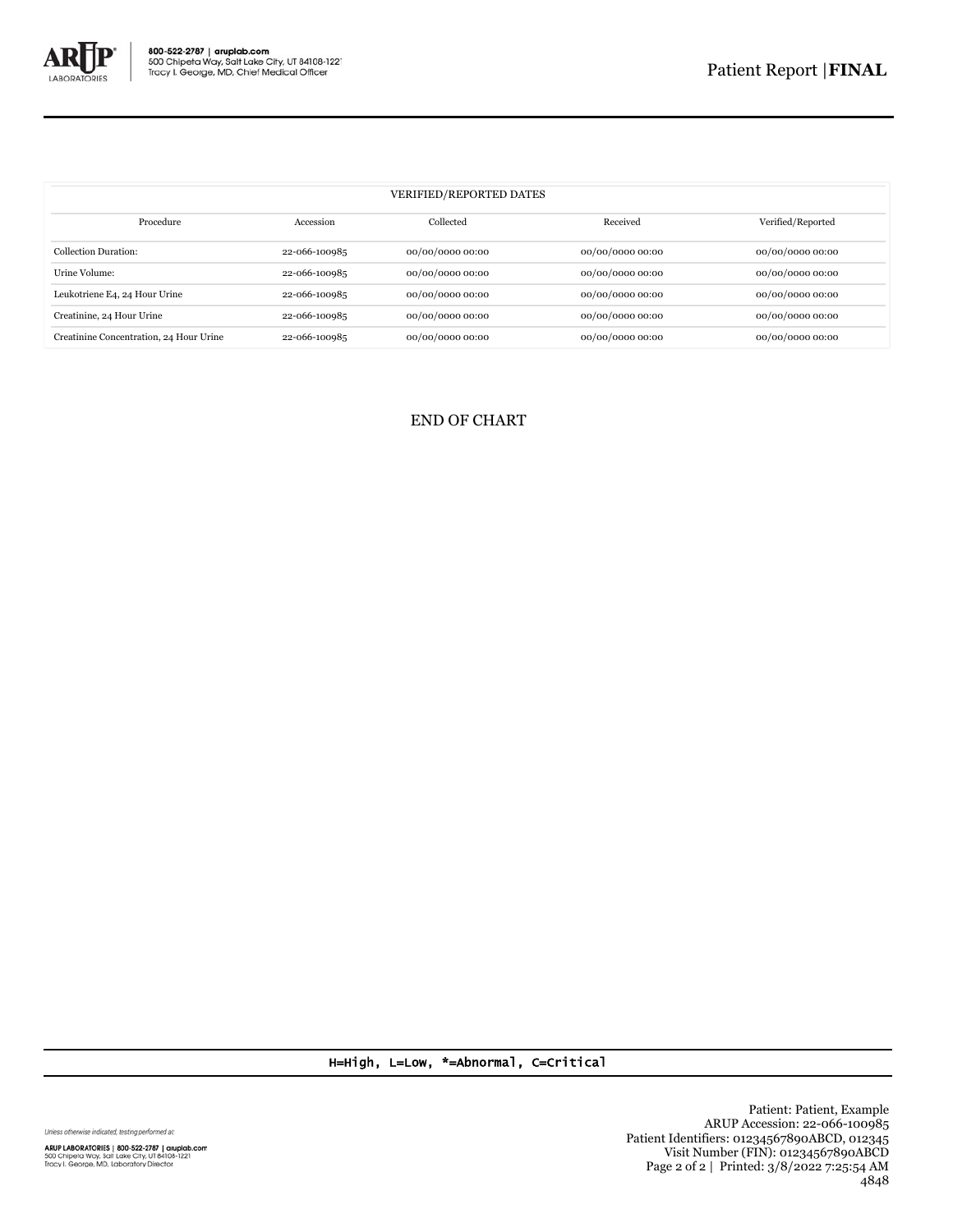| VERIFIED/REPORTED DATES | | | | |
|---|---|---|---|---|
| Procedure | Accession | Collected | Received | Verified/Reported |
| Collection Duration: | 22-066-100985 | 00/00/0000 00:00 | 00/00/0000 00:00 | 00/00/0000 00:00 |
| Urine Volume: | 22-066-100985 | 00/00/0000 00:00 | 00/00/0000 00:00 | 00/00/0000 00:00 |
| Leukotriene E4, 24 Hour Urine | 22-066-100985 | 00/00/0000 00:00 | 00/00/0000 00:00 | 00/00/0000 00:00 |
| Creatinine, 24 Hour Urine | 22-066-100985 | 00/00/0000 00:00 | 00/00/0000 00:00 | 00/00/0000 00:00 |
| Creatinine Concentration, 24 Hour Urine | 22-066-100985 | 00/00/0000 00:00 | 00/00/0000 00:00 | 00/00/0000 00:00 |

END OF CHART

H=High, L=Low, *=Abnormal, C=Critical